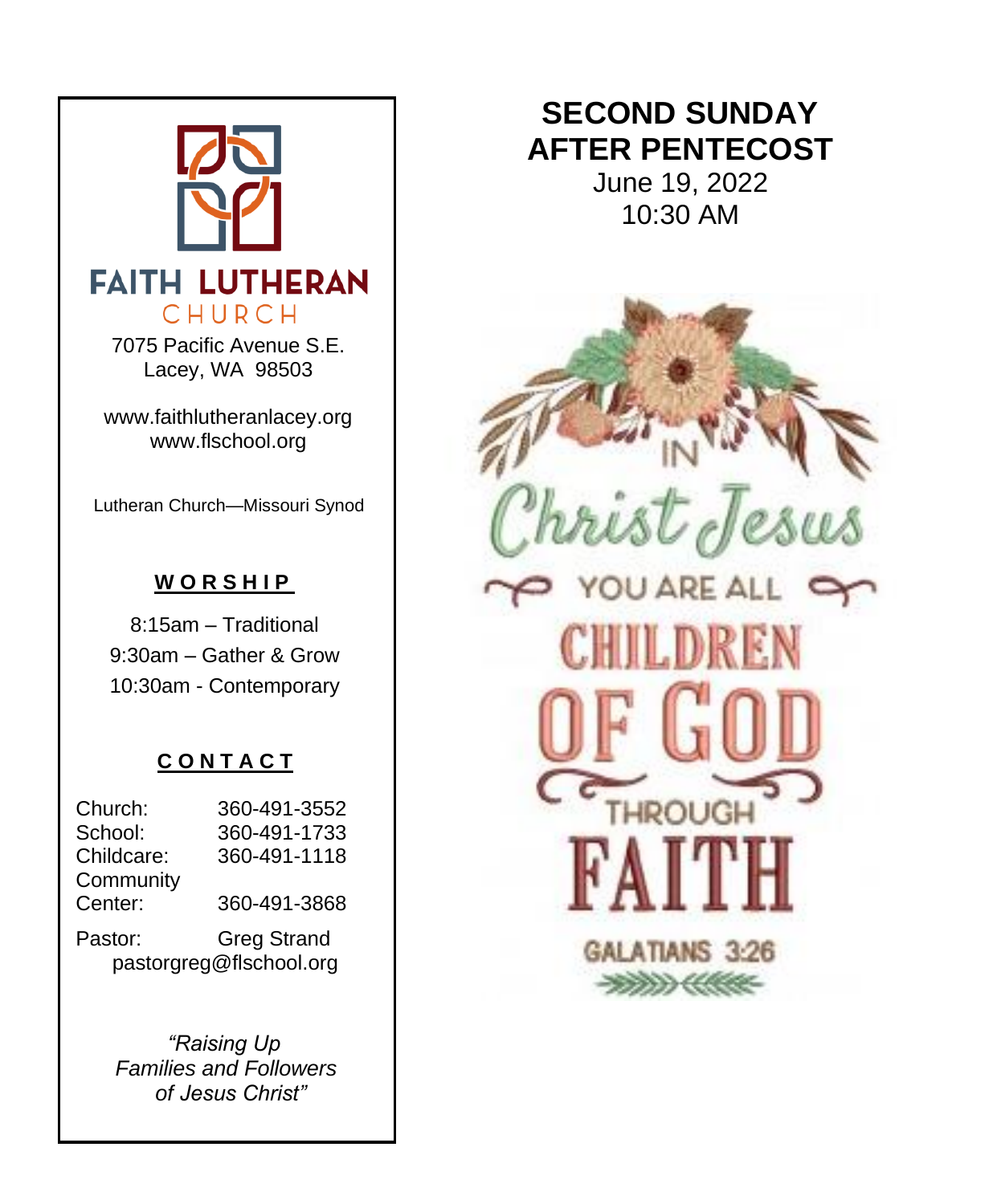# FAITH LUTHERAN CHURCH

7075 Pacific Avenue S.E.
Lacey, WA 98503

www.faithlutheranlacey.org
www.flschool.org

Lutheran Church—Missouri Synod

## WORSHIP

8:15am – Traditional
9:30am – Gather & Grow
10:30am - Contemporary

## CONTACT

| | |
|---|---|
| Church: | 360-491-3552 |
| School: | 360-491-1733 |
| Childcare: | 360-491-1118 |
| Community Center: | 360-491-3868 |

Pastor: Greg Strand
pastorgreg@flschool.org

*"Raising Up Families and Followers of Jesus Christ"*

# SECOND SUNDAY AFTER PENTECOST

June 19, 2022
10:30 AM

IN Christ Jesus YOU ARE ALL CHILDREN OF GOD THROUGH FAITH

GALATIANS 3:26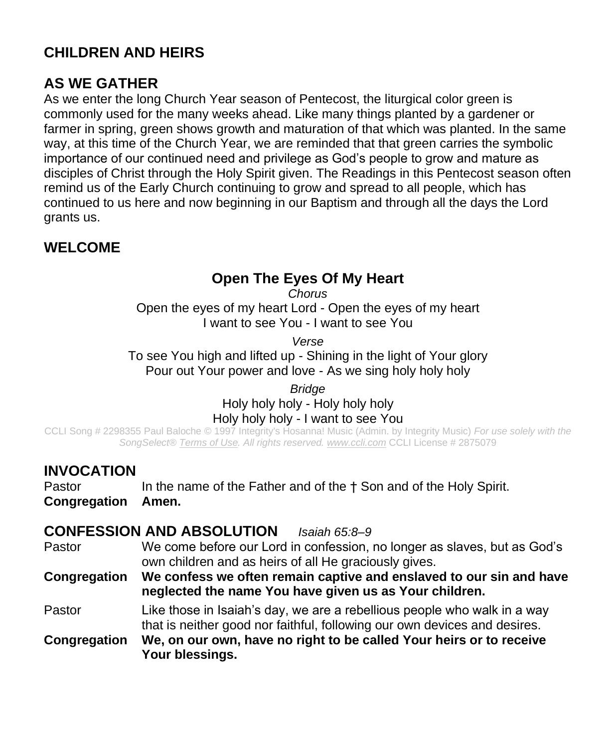## CHILDREN AND HEIRS

## AS WE GATHER

As we enter the long Church Year season of Pentecost, the liturgical color green is commonly used for the many weeks ahead. Like many things planted by a gardener or farmer in spring, green shows growth and maturation of that which was planted. In the same way, at this time of the Church Year, we are reminded that that green carries the symbolic importance of our continued need and privilege as God's people to grow and mature as disciples of Christ through the Holy Spirit given. The Readings in this Pentecost season often remind us of the Early Church continuing to grow and spread to all people, which has continued to us here and now beginning in our Baptism and through all the days the Lord grants us.

## WELCOME

### Open The Eyes Of My Heart

*Chorus*

Open the eyes of my heart Lord - Open the eyes of my heart
I want to see You - I want to see You

*Verse*

To see You high and lifted up - Shining in the light of Your glory
Pour out Your power and love - As we sing holy holy holy

*Bridge*

Holy holy holy - Holy holy holy
Holy holy holy - I want to see You

CCLI Song # 2298355 Paul Baloche © 1997 Integrity's Hosanna! Music (Admin. by Integrity Music) *For use solely with the SongSelect® Terms of Use. All rights reserved. www.ccli.com* CCLI License # 2875079

## INVOCATION

Pastor In the name of the Father and of the † Son and of the Holy Spirit.

**Congregation Amen.**

## CONFESSION AND ABSOLUTION *Isaiah 65:8–9*

Pastor We come before our Lord in confession, no longer as slaves, but as God's own children and as heirs of all He graciously gives.

**Congregation We confess we often remain captive and enslaved to our sin and have neglected the name You have given us as Your children.**

Pastor Like those in Isaiah's day, we are a rebellious people who walk in a way that is neither good nor faithful, following our own devices and desires.

**Congregation We, on our own, have no right to be called Your heirs or to receive Your blessings.**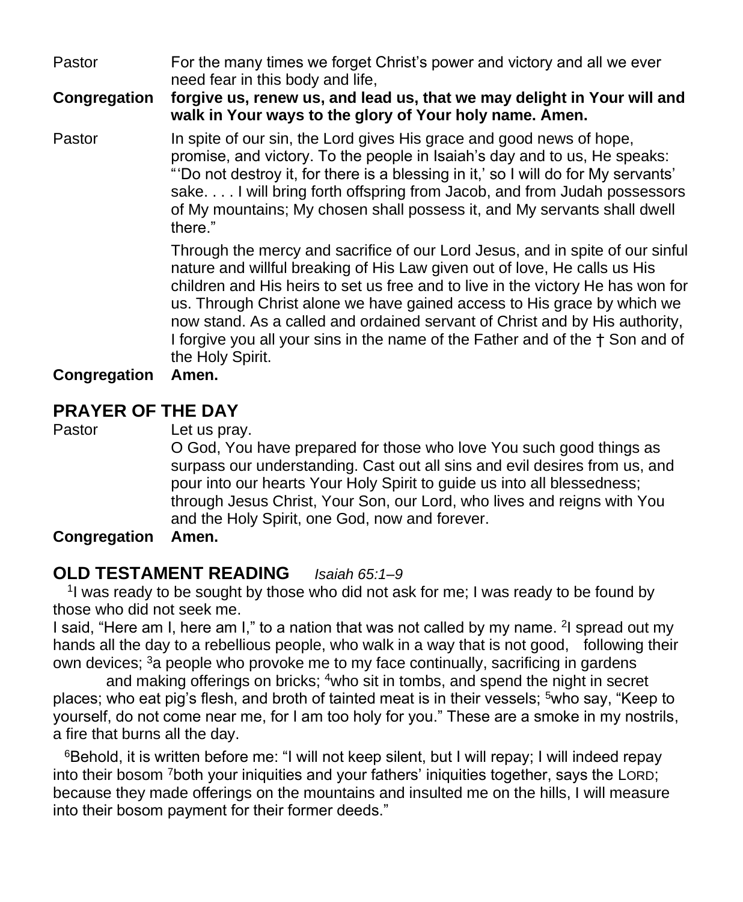Pastor For the many times we forget Christ's power and victory and all we ever need fear in this body and life,

**Congregation forgive us, renew us, and lead us, that we may delight in Your will and walk in Your ways to the glory of Your holy name. Amen.**

Pastor In spite of our sin, the Lord gives His grace and good news of hope, promise, and victory. To the people in Isaiah's day and to us, He speaks: "'Do not destroy it, for there is a blessing in it,' so I will do for My servants' sake. . . . I will bring forth offspring from Jacob, and from Judah possessors of My mountains; My chosen shall possess it, and My servants shall dwell there."

Through the mercy and sacrifice of our Lord Jesus, and in spite of our sinful nature and willful breaking of His Law given out of love, He calls us His children and His heirs to set us free and to live in the victory He has won for us. Through Christ alone we have gained access to His grace by which we now stand. As a called and ordained servant of Christ and by His authority, I forgive you all your sins in the name of the Father and of the † Son and of the Holy Spirit.

**Congregation Amen.**

## PRAYER OF THE DAY

Pastor Let us pray.

O God, You have prepared for those who love You such good things as surpass our understanding. Cast out all sins and evil desires from us, and pour into our hearts Your Holy Spirit to guide us into all blessedness; through Jesus Christ, Your Son, our Lord, who lives and reigns with You and the Holy Spirit, one God, now and forever.

**Congregation Amen.**

## OLD TESTAMENT READING *Isaiah 65:1–9*

[1]I was ready to be sought by those who did not ask for me; I was ready to be found by those who did not seek me.
I said, "Here am I, here am I," to a nation that was not called by my name. [2]I spread out my hands all the day to a rebellious people, who walk in a way that is not good, following their own devices; [3]a people who provoke me to my face continually, sacrificing in gardens and making offerings on bricks; [4]who sit in tombs, and spend the night in secret places; who eat pig's flesh, and broth of tainted meat is in their vessels; [5]who say, "Keep to yourself, do not come near me, for I am too holy for you." These are a smoke in my nostrils, a fire that burns all the day.

[6]Behold, it is written before me: "I will not keep silent, but I will repay; I will indeed repay into their bosom [7]both your iniquities and your fathers' iniquities together, says the LORD; because they made offerings on the mountains and insulted me on the hills, I will measure into their bosom payment for their former deeds."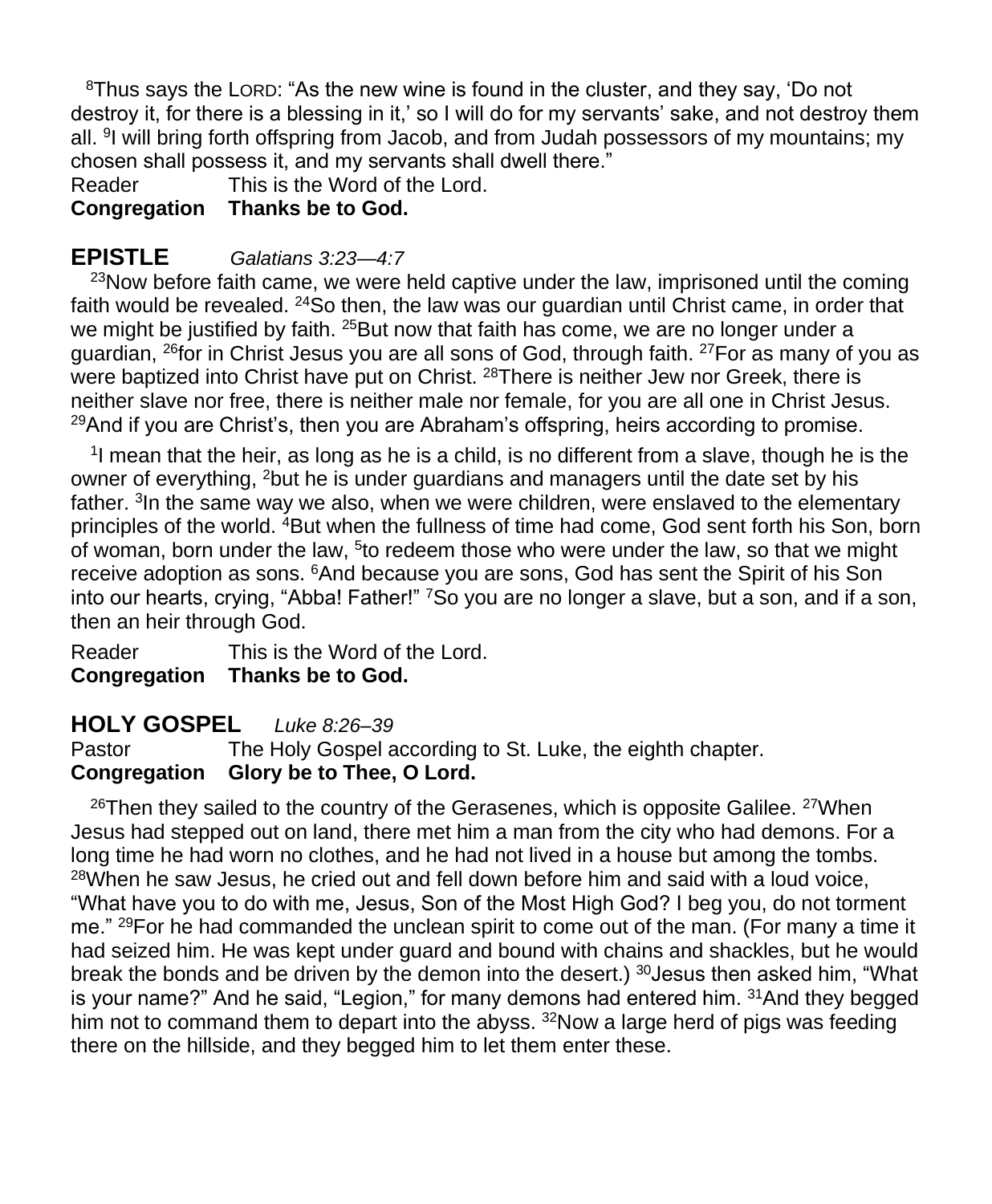[8]Thus says the LORD: “As the new wine is found in the cluster, and they say, ‘Do not destroy it, for there is a blessing in it,’ so I will do for my servants’ sake, and not destroy them all. [9]I will bring forth offspring from Jacob, and from Judah possessors of my mountains; my chosen shall possess it, and my servants shall dwell there.”

Reader This is the Word of the Lord.
**Congregation Thanks be to God.**

## EPISTLE *Galatians 3:23—4:7*

[23]Now before faith came, we were held captive under the law, imprisoned until the coming faith would be revealed. [24]So then, the law was our guardian until Christ came, in order that we might be justified by faith. [25]But now that faith has come, we are no longer under a guardian, [26]for in Christ Jesus you are all sons of God, through faith. [27]For as many of you as were baptized into Christ have put on Christ. [28]There is neither Jew nor Greek, there is neither slave nor free, there is neither male nor female, for you are all one in Christ Jesus. [29]And if you are Christ’s, then you are Abraham’s offspring, heirs according to promise.

[1]I mean that the heir, as long as he is a child, is no different from a slave, though he is the owner of everything, [2]but he is under guardians and managers until the date set by his father. [3]In the same way we also, when we were children, were enslaved to the elementary principles of the world. [4]But when the fullness of time had come, God sent forth his Son, born of woman, born under the law, [5]to redeem those who were under the law, so that we might receive adoption as sons. [6]And because you are sons, God has sent the Spirit of his Son into our hearts, crying, “Abba! Father!” [7]So you are no longer a slave, but a son, and if a son, then an heir through God.

Reader This is the Word of the Lord.
**Congregation Thanks be to God.**

## HOLY GOSPEL *Luke 8:26–39*

Pastor The Holy Gospel according to St. Luke, the eighth chapter.
**Congregation Glory be to Thee, O Lord.**

[26]Then they sailed to the country of the Gerasenes, which is opposite Galilee. [27]When Jesus had stepped out on land, there met him a man from the city who had demons. For a long time he had worn no clothes, and he had not lived in a house but among the tombs. [28]When he saw Jesus, he cried out and fell down before him and said with a loud voice, “What have you to do with me, Jesus, Son of the Most High God? I beg you, do not torment me.” [29]For he had commanded the unclean spirit to come out of the man. (For many a time it had seized him. He was kept under guard and bound with chains and shackles, but he would break the bonds and be driven by the demon into the desert.) [30]Jesus then asked him, “What is your name?” And he said, “Legion,” for many demons had entered him. [31]And they begged him not to command them to depart into the abyss. [32]Now a large herd of pigs was feeding there on the hillside, and they begged him to let them enter these.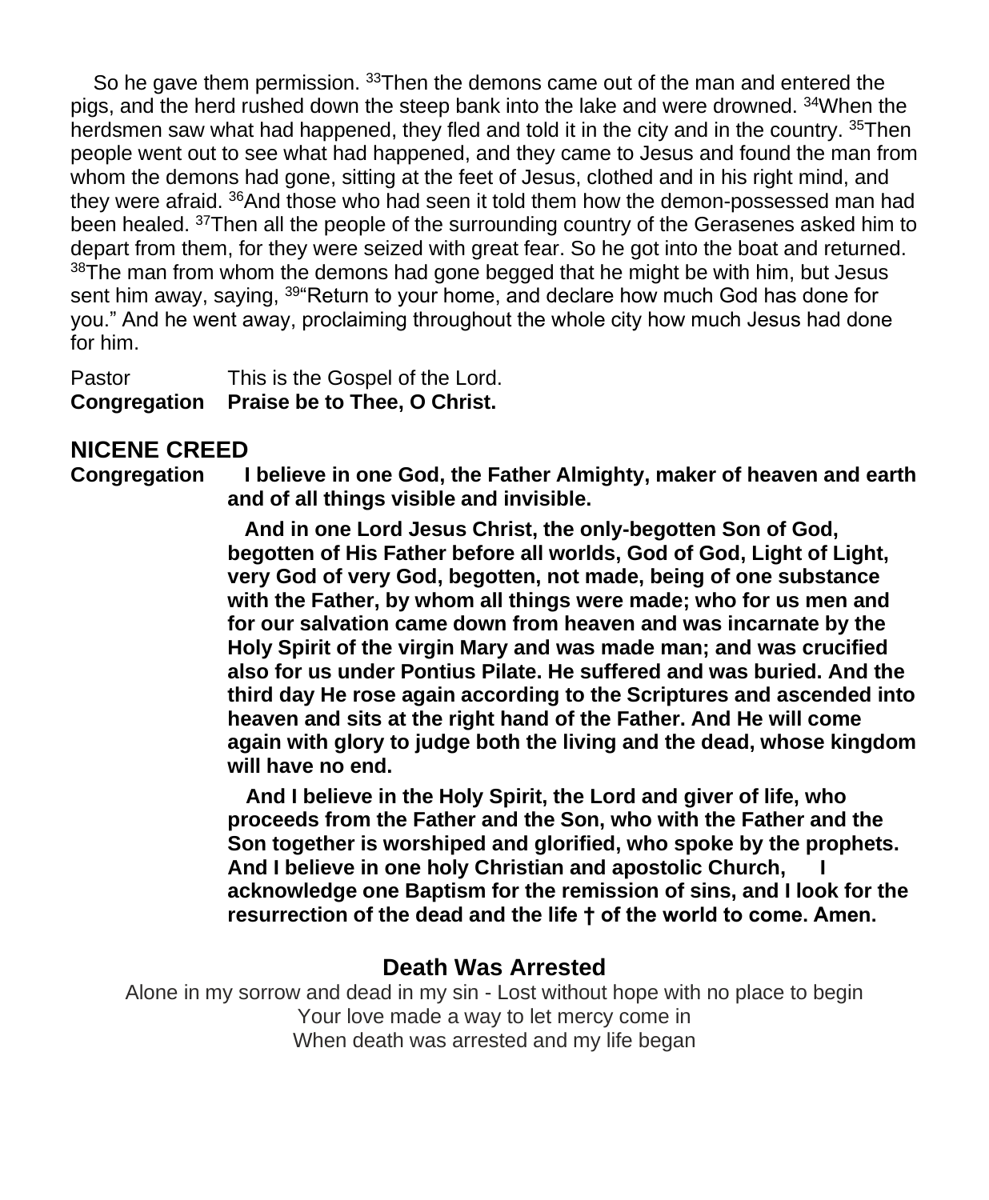So he gave them permission. [33]Then the demons came out of the man and entered the pigs, and the herd rushed down the steep bank into the lake and were drowned. [34]When the herdsmen saw what had happened, they fled and told it in the city and in the country. [35]Then people went out to see what had happened, and they came to Jesus and found the man from whom the demons had gone, sitting at the feet of Jesus, clothed and in his right mind, and they were afraid. [36]And those who had seen it told them how the demon-possessed man had been healed. [37]Then all the people of the surrounding country of the Gerasenes asked him to depart from them, for they were seized with great fear. So he got into the boat and returned. [38]The man from whom the demons had gone begged that he might be with him, but Jesus sent him away, saying, [39]"Return to your home, and declare how much God has done for you." And he went away, proclaiming throughout the whole city how much Jesus had done for him.

Pastor This is the Gospel of the Lord.
**Congregation Praise be to Thee, O Christ.**

## NICENE CREED

**Congregation I believe in one God, the Father Almighty, maker of heaven and earth and of all things visible and invisible.**

**And in one Lord Jesus Christ, the only-begotten Son of God, begotten of His Father before all worlds, God of God, Light of Light, very God of very God, begotten, not made, being of one substance with the Father, by whom all things were made; who for us men and for our salvation came down from heaven and was incarnate by the Holy Spirit of the virgin Mary and was made man; and was crucified also for us under Pontius Pilate. He suffered and was buried. And the third day He rose again according to the Scriptures and ascended into heaven and sits at the right hand of the Father. And He will come again with glory to judge both the living and the dead, whose kingdom will have no end.**

**And I believe in the Holy Spirit, the Lord and giver of life, who proceeds from the Father and the Son, who with the Father and the Son together is worshiped and glorified, who spoke by the prophets. And I believe in one holy Christian and apostolic Church, I acknowledge one Baptism for the remission of sins, and I look for the resurrection of the dead and the life † of the world to come. Amen.**

## Death Was Arrested

Alone in my sorrow and dead in my sin - Lost without hope with no place to begin
Your love made a way to let mercy come in
When death was arrested and my life began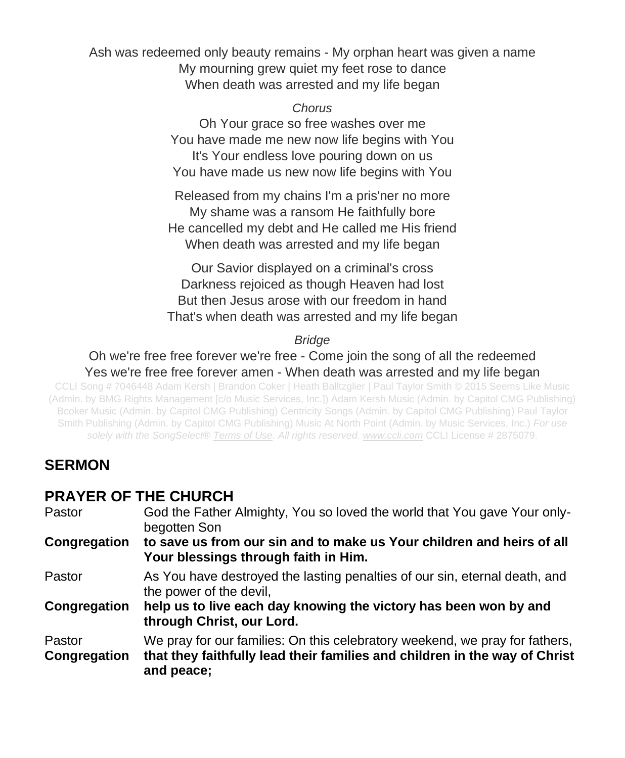Ash was redeemed only beauty remains - My orphan heart was given a name
My mourning grew quiet my feet rose to dance
When death was arrested and my life began

*Chorus*

Oh Your grace so free washes over me
You have made me new now life begins with You
It's Your endless love pouring down on us
You have made us new now life begins with You

Released from my chains I'm a pris'ner no more
My shame was a ransom He faithfully bore
He cancelled my debt and He called me His friend
When death was arrested and my life began

Our Savior displayed on a criminal's cross
Darkness rejoiced as though Heaven had lost
But then Jesus arose with our freedom in hand
That's when death was arrested and my life began

*Bridge*

Oh we're free free forever we're free - Come join the song of all the redeemed
Yes we're free free forever amen - When death was arrested and my life began

CCLI Song # 7046448 Adam Kersh | Brandon Coker | Heath Balltzglier | Paul Taylor Smith © 2015 Seems Like Music (Admin. by BMG Rights Management [c/o Music Services, Inc.]) Adam Kersh Music (Admin. by Capitol CMG Publishing) Bcoker Music (Admin. by Capitol CMG Publishing) Centricity Songs (Admin. by Capitol CMG Publishing) Paul Taylor Smith Publishing (Admin. by Capitol CMG Publishing) Music At North Point (Admin. by Music Services, Inc.) *For use solely with the SongSelect® Terms of Use. All rights reserved. www.ccli.com* CCLI License # 2875079.

## SERMON

## PRAYER OF THE CHURCH

| | |
|---|---|
| Pastor | God the Father Almighty, You so loved the world that You gave Your only-begotten Son |
| **Congregation** | **to save us from our sin and to make us Your children and heirs of all Your blessings through faith in Him.** |
| Pastor | As You have destroyed the lasting penalties of our sin, eternal death, and the power of the devil, |
| **Congregation** | **help us to live each day knowing the victory has been won by and through Christ, our Lord.** |
| Pastor | We pray for our families: On this celebratory weekend, we pray for fathers, |
| **Congregation** | **that they faithfully lead their families and children in the way of Christ and peace;** |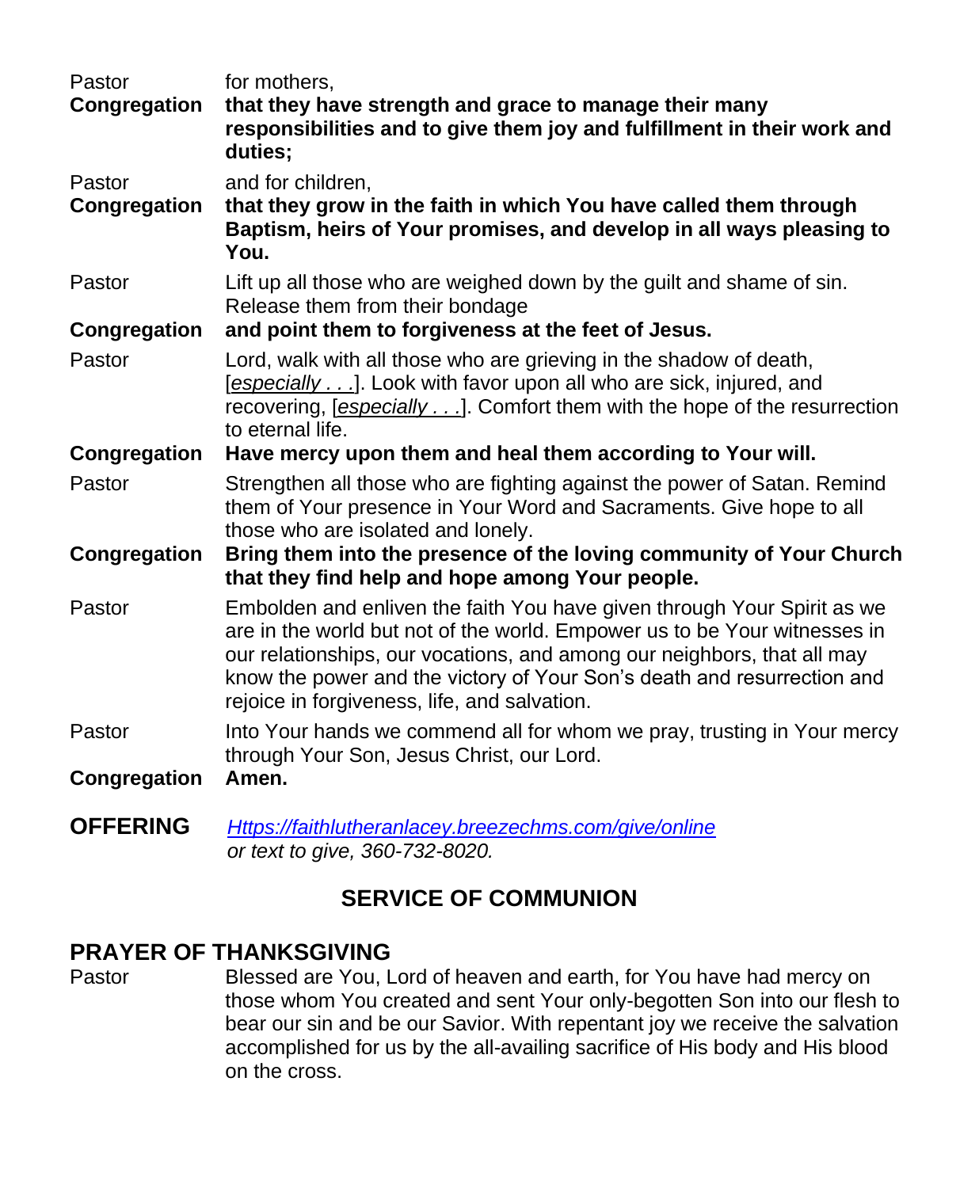Pastor for mothers,

**Congregation that they have strength and grace to manage their many responsibilities and to give them joy and fulfillment in their work and duties;**

Pastor and for children,

**Congregation that they grow in the faith in which You have called them through Baptism, heirs of Your promises, and develop in all ways pleasing to You.**

Pastor Lift up all those who are weighed down by the guilt and shame of sin. Release them from their bondage

**Congregation and point them to forgiveness at the feet of Jesus.**

Pastor Lord, walk with all those who are grieving in the shadow of death, [*especially . . .*]. Look with favor upon all who are sick, injured, and recovering, [*especially . . .*]. Comfort them with the hope of the resurrection to eternal life.

**Congregation Have mercy upon them and heal them according to Your will.**

Pastor Strengthen all those who are fighting against the power of Satan. Remind them of Your presence in Your Word and Sacraments. Give hope to all those who are isolated and lonely.

**Congregation Bring them into the presence of the loving community of Your Church that they find help and hope among Your people.**

Pastor Embolden and enliven the faith You have given through Your Spirit as we are in the world but not of the world. Empower us to be Your witnesses in our relationships, our vocations, and among our neighbors, that all may know the power and the victory of Your Son's death and resurrection and rejoice in forgiveness, life, and salvation.

Pastor Into Your hands we commend all for whom we pray, trusting in Your mercy through Your Son, Jesus Christ, our Lord.

**Congregation Amen.**

**OFFERING** *Https://faithlutheranlacey.breezechms.com/give/online*
*or text to give, 360-732-8020.*

## SERVICE OF COMMUNION

### PRAYER OF THANKSGIVING

Pastor Blessed are You, Lord of heaven and earth, for You have had mercy on those whom You created and sent Your only-begotten Son into our flesh to bear our sin and be our Savior. With repentant joy we receive the salvation accomplished for us by the all-availing sacrifice of His body and His blood on the cross.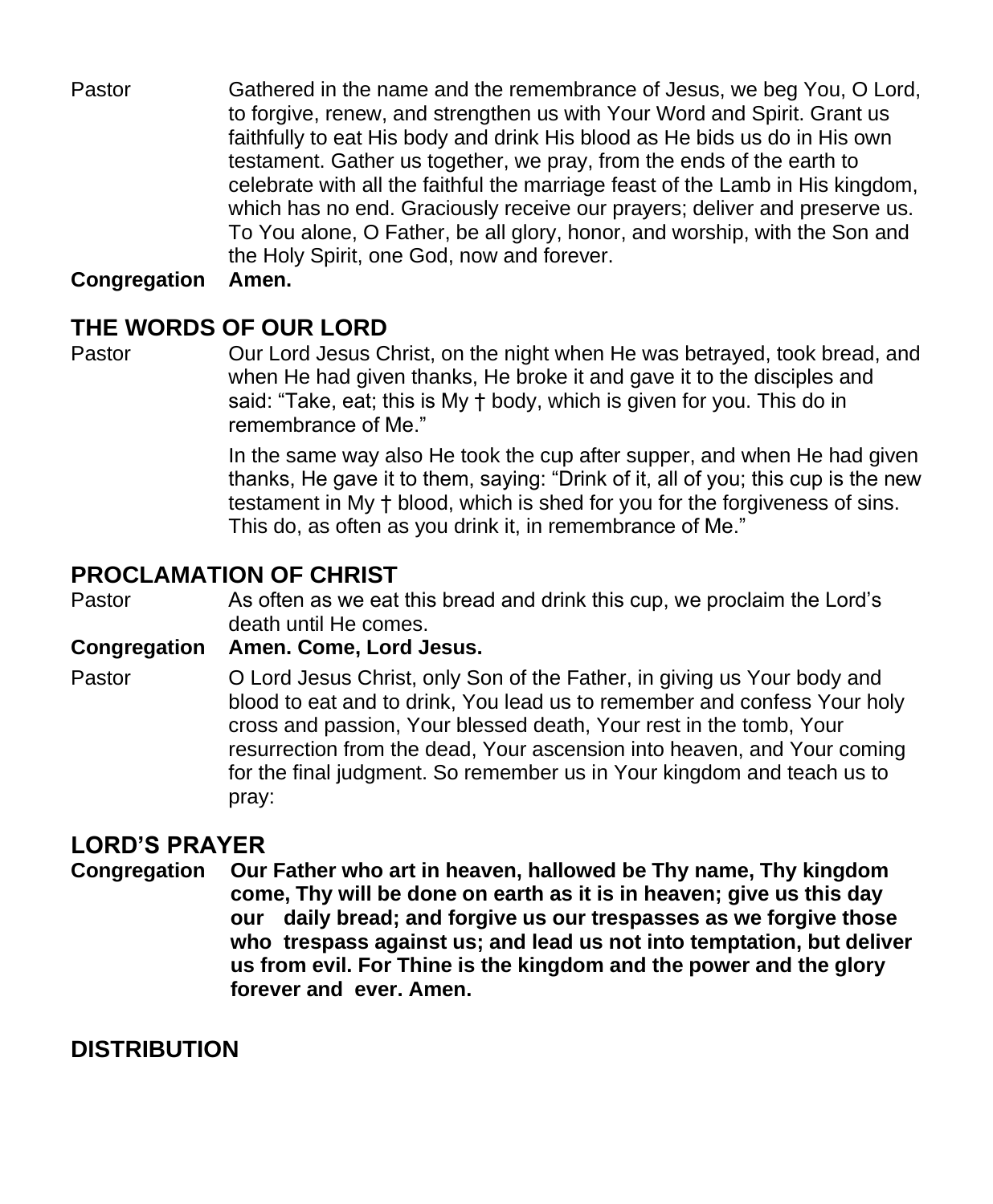Pastor Gathered in the name and the remembrance of Jesus, we beg You, O Lord, to forgive, renew, and strengthen us with Your Word and Spirit. Grant us faithfully to eat His body and drink His blood as He bids us do in His own testament. Gather us together, we pray, from the ends of the earth to celebrate with all the faithful the marriage feast of the Lamb in His kingdom, which has no end. Graciously receive our prayers; deliver and preserve us. To You alone, O Father, be all glory, honor, and worship, with the Son and the Holy Spirit, one God, now and forever.

**Congregation Amen.**

## THE WORDS OF OUR LORD

Pastor Our Lord Jesus Christ, on the night when He was betrayed, took bread, and when He had given thanks, He broke it and gave it to the disciples and said: "Take, eat; this is My † body, which is given for you. This do in remembrance of Me."

In the same way also He took the cup after supper, and when He had given thanks, He gave it to them, saying: "Drink of it, all of you; this cup is the new testament in My † blood, which is shed for you for the forgiveness of sins. This do, as often as you drink it, in remembrance of Me."

## PROCLAMATION OF CHRIST

Pastor As often as we eat this bread and drink this cup, we proclaim the Lord's death until He comes.

**Congregation Amen. Come, Lord Jesus.**

Pastor O Lord Jesus Christ, only Son of the Father, in giving us Your body and blood to eat and to drink, You lead us to remember and confess Your holy cross and passion, Your blessed death, Your rest in the tomb, Your resurrection from the dead, Your ascension into heaven, and Your coming for the final judgment. So remember us in Your kingdom and teach us to pray:

## LORD'S PRAYER

**Congregation Our Father who art in heaven, hallowed be Thy name, Thy kingdom come, Thy will be done on earth as it is in heaven; give us this day our daily bread; and forgive us our trespasses as we forgive those who trespass against us; and lead us not into temptation, but deliver us from evil. For Thine is the kingdom and the power and the glory forever and ever. Amen.**

## DISTRIBUTION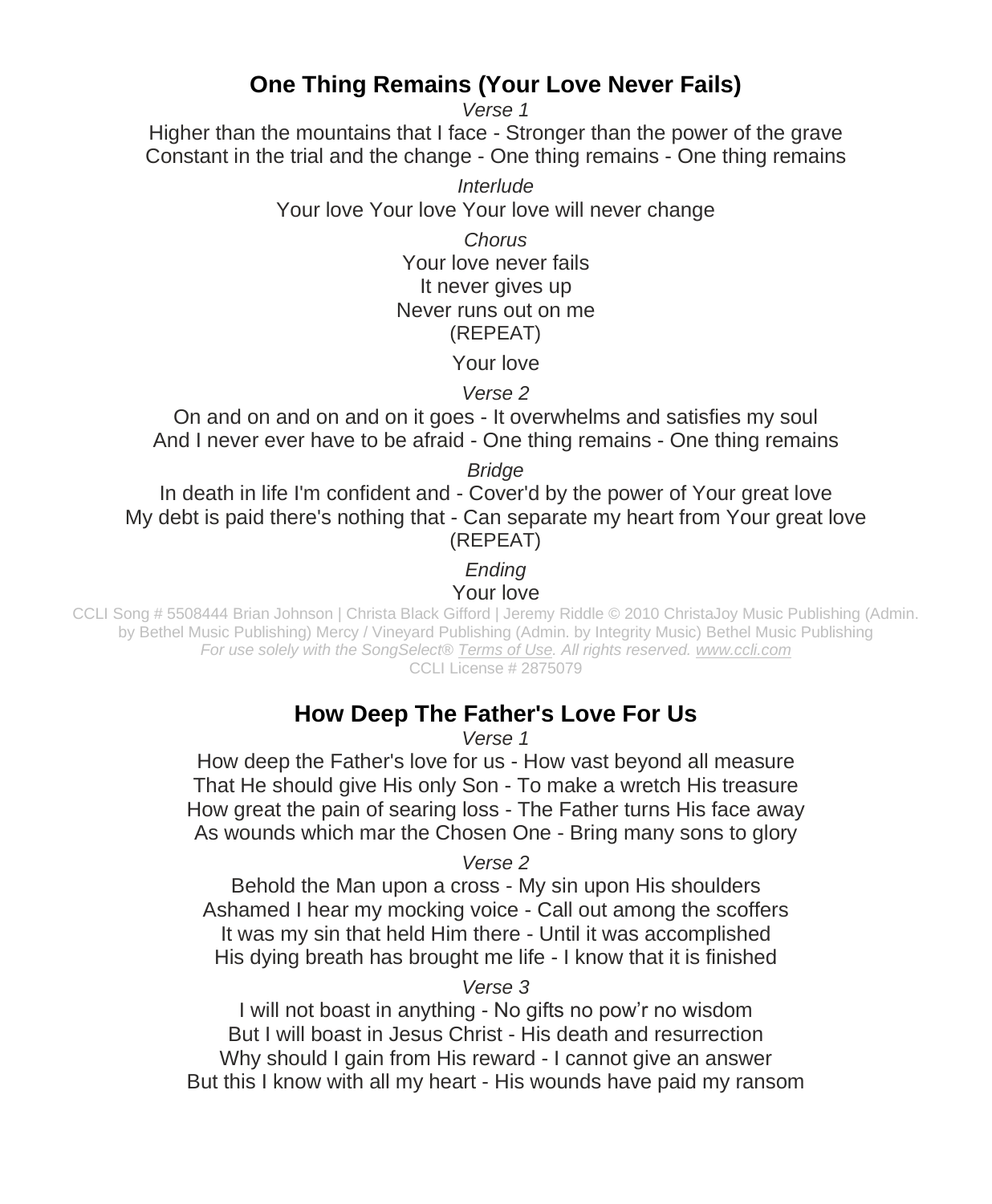## One Thing Remains (Your Love Never Fails)

*Verse 1*

Higher than the mountains that I face - Stronger than the power of the grave
Constant in the trial and the change - One thing remains - One thing remains

*Interlude*

Your love Your love Your love will never change

*Chorus*

Your love never fails
It never gives up
Never runs out on me
(REPEAT)

Your love

*Verse 2*

On and on and on and on it goes - It overwhelms and satisfies my soul
And I never ever have to be afraid - One thing remains - One thing remains

*Bridge*

In death in life I'm confident and - Cover'd by the power of Your great love
My debt is paid there's nothing that - Can separate my heart from Your great love
(REPEAT)

*Ending*

Your love

CCLI Song # 5508444 Brian Johnson | Christa Black Gifford | Jeremy Riddle © 2010 ChristaJoy Music Publishing (Admin. by Bethel Music Publishing) Mercy / Vineyard Publishing (Admin. by Integrity Music) Bethel Music Publishing
*For use solely with the SongSelect® Terms of Use. All rights reserved. www.ccli.com*
CCLI License # 2875079

## How Deep The Father's Love For Us

*Verse 1*

How deep the Father's love for us - How vast beyond all measure
That He should give His only Son - To make a wretch His treasure
How great the pain of searing loss - The Father turns His face away
As wounds which mar the Chosen One - Bring many sons to glory

*Verse 2*

Behold the Man upon a cross - My sin upon His shoulders
Ashamed I hear my mocking voice - Call out among the scoffers
It was my sin that held Him there - Until it was accomplished
His dying breath has brought me life - I know that it is finished

*Verse 3*

I will not boast in anything - No gifts no pow'r no wisdom
But I will boast in Jesus Christ - His death and resurrection
Why should I gain from His reward - I cannot give an answer
But this I know with all my heart - His wounds have paid my ransom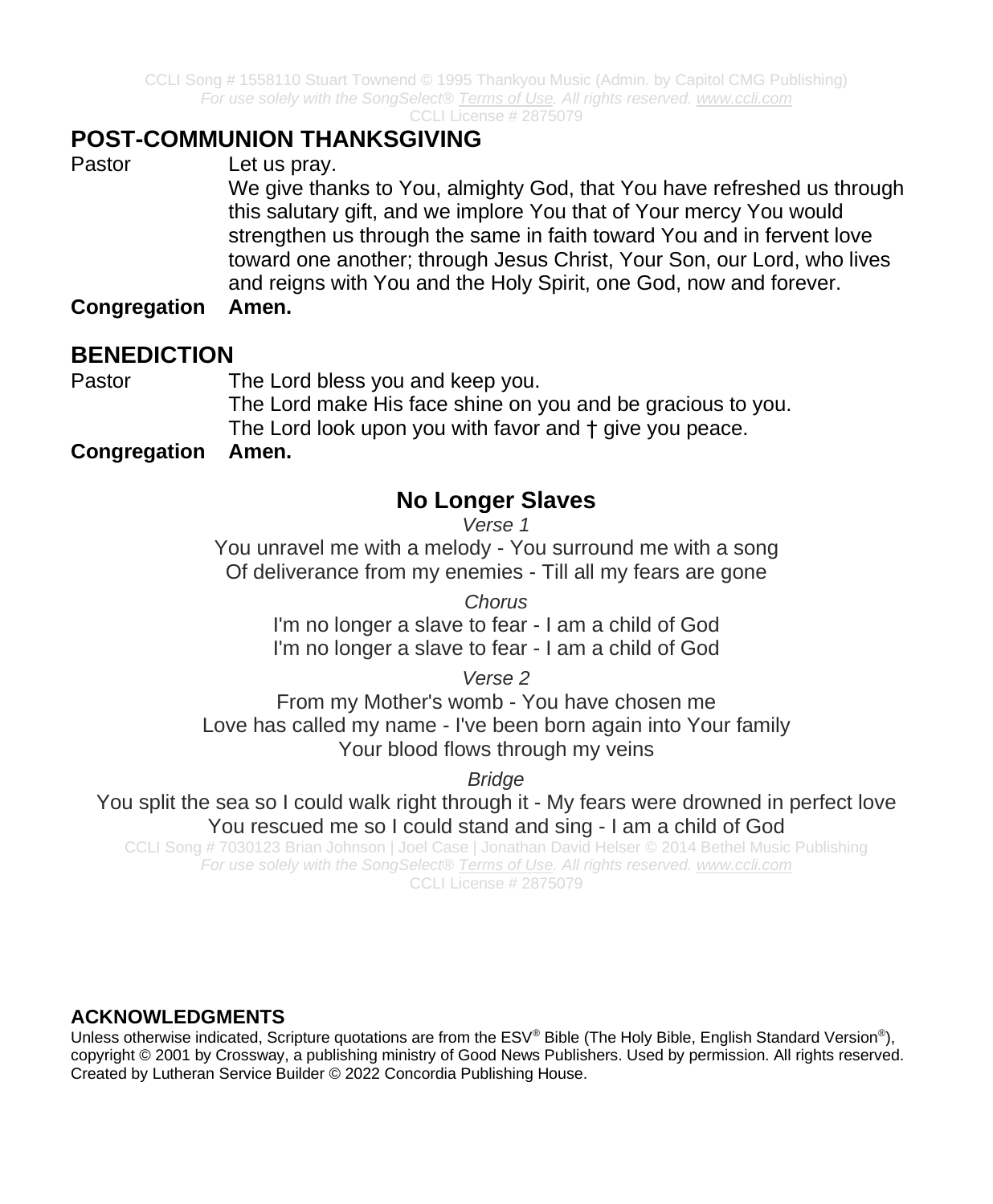CCLI Song # 1558110 Stuart Townend © 1995 Thankyou Music (Admin. by Capitol CMG Publishing)
*For use solely with the SongSelect® Terms of Use. All rights reserved. www.ccli.com*
CCLI License # 2875079

## POST-COMMUNION THANKSGIVING

Pastor Let us pray.
We give thanks to You, almighty God, that You have refreshed us through this salutary gift, and we implore You that of Your mercy You would strengthen us through the same in faith toward You and in fervent love toward one another; through Jesus Christ, Your Son, our Lord, who lives and reigns with You and the Holy Spirit, one God, now and forever.

**Congregation Amen.**

## BENEDICTION

Pastor The Lord bless you and keep you.
The Lord make His face shine on you and be gracious to you.
The Lord look upon you with favor and † give you peace.

**Congregation Amen.**

## No Longer Slaves

*Verse 1*

You unravel me with a melody - You surround me with a song
Of deliverance from my enemies - Till all my fears are gone

*Chorus*

I'm no longer a slave to fear - I am a child of God
I'm no longer a slave to fear - I am a child of God

*Verse 2*

From my Mother's womb - You have chosen me
Love has called my name - I've been born again into Your family
Your blood flows through my veins

*Bridge*

You split the sea so I could walk right through it - My fears were drowned in perfect love
You rescued me so I could stand and sing - I am a child of God

CCLI Song # 7030123 Brian Johnson | Joel Case | Jonathan David Helser © 2014 Bethel Music Publishing
*For use solely with the SongSelect® Terms of Use. All rights reserved. www.ccli.com*
CCLI License # 2875079

### ACKNOWLEDGMENTS

Unless otherwise indicated, Scripture quotations are from the ESV® Bible (The Holy Bible, English Standard Version®), copyright © 2001 by Crossway, a publishing ministry of Good News Publishers. Used by permission. All rights reserved.
Created by Lutheran Service Builder © 2022 Concordia Publishing House.